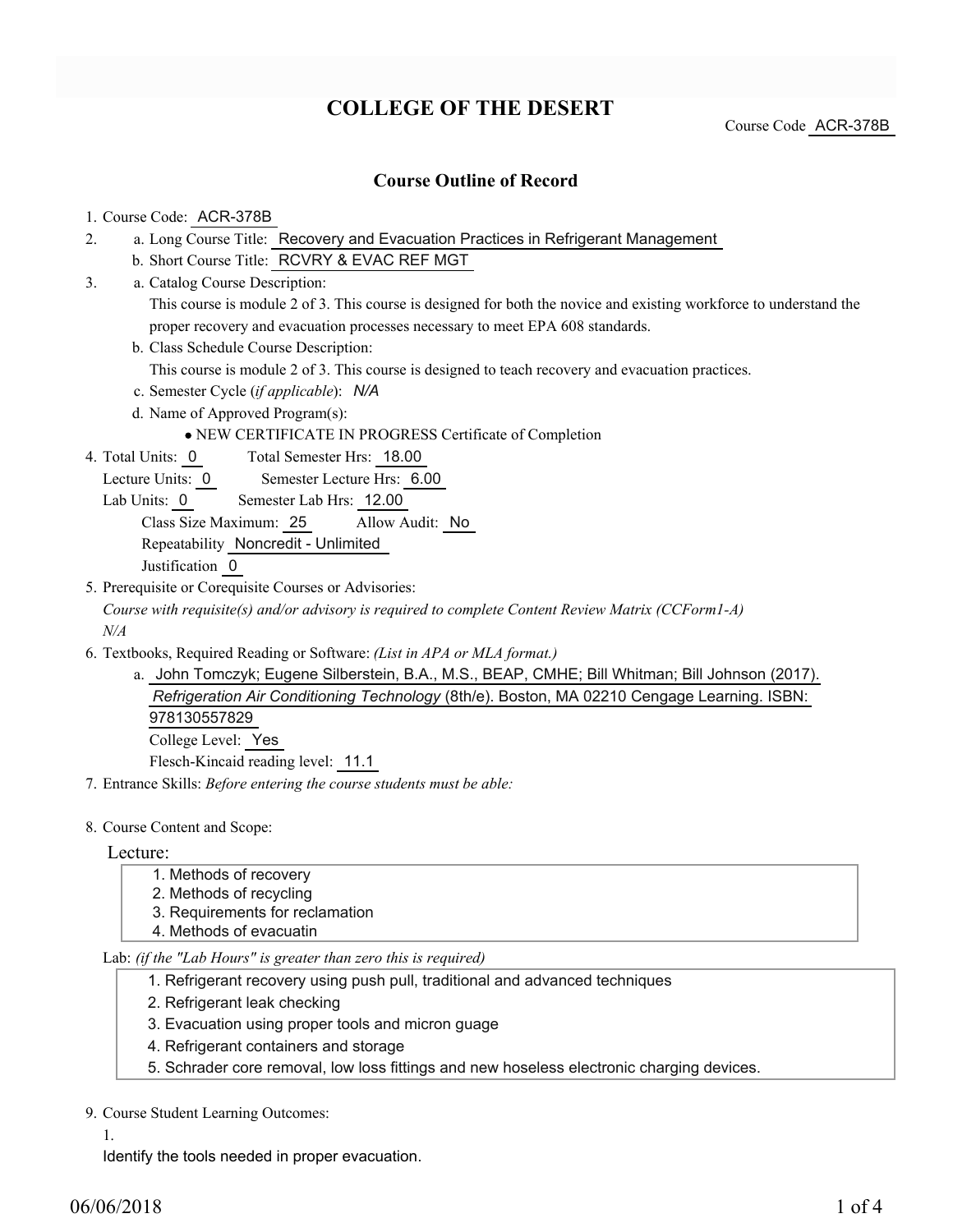# COLLEGE OF THE DESERT

Course Code ACR-378B

## Course Outline of Record

1. Course Code: ACR-378B
2. a. Long Course Title: Recovery and Evacuation Practices in Refrigerant Management
   b. Short Course Title: RCVRY & EVAC REF MGT
3. a. Catalog Course Description:
   This course is module 2 of 3. This course is designed for both the novice and existing workforce to understand the proper recovery and evacuation processes necessary to meet EPA 608 standards.
   b. Class Schedule Course Description:
   This course is module 2 of 3. This course is designed to teach recovery and evacuation practices.
   c. Semester Cycle (*if applicable*): *N/A*
   d. Name of Approved Program(s):
   - NEW CERTIFICATE IN PROGRESS Certificate of Completion
4. Total Units: 0 Total Semester Hrs: 18.00
   Lecture Units: 0 Semester Lecture Hrs: 6.00
   Lab Units: 0 Semester Lab Hrs: 12.00
   Class Size Maximum: 25 Allow Audit: No
   Repeatability Noncredit - Unlimited
   Justification 0
5. Prerequisite or Corequisite Courses or Advisories:
   *Course with requisite(s) and/or advisory is required to complete Content Review Matrix (CCForm1-A)*
   *N/A*
6. Textbooks, Required Reading or Software: *(List in APA or MLA format.)*
   a. John Tomczyk; Eugene Silberstein, B.A., M.S., BEAP, CMHE; Bill Whitman; Bill Johnson (2017). *Refrigeration Air Conditioning Technology* (8th/e). Boston, MA 02210 Cengage Learning. ISBN: 978130557829
   College Level: Yes
   Flesch-Kincaid reading level: 11.1
7. Entrance Skills: *Before entering the course students must be able:*

8. Course Content and Scope:

Lecture:

1. Methods of recovery
2. Methods of recycling
3. Requirements for reclamation
4. Methods of evacuatin

Lab: *(if the "Lab Hours" is greater than zero this is required)*

1. Refrigerant recovery using push pull, traditional and advanced techniques
2. Refrigerant leak checking
3. Evacuation using proper tools and micron guage
4. Refrigerant containers and storage
5. Schrader core removal, low loss fittings and new hoseless electronic charging devices.

9. Course Student Learning Outcomes:

1.

Identify the tools needed in proper evacuation.

06/06/2018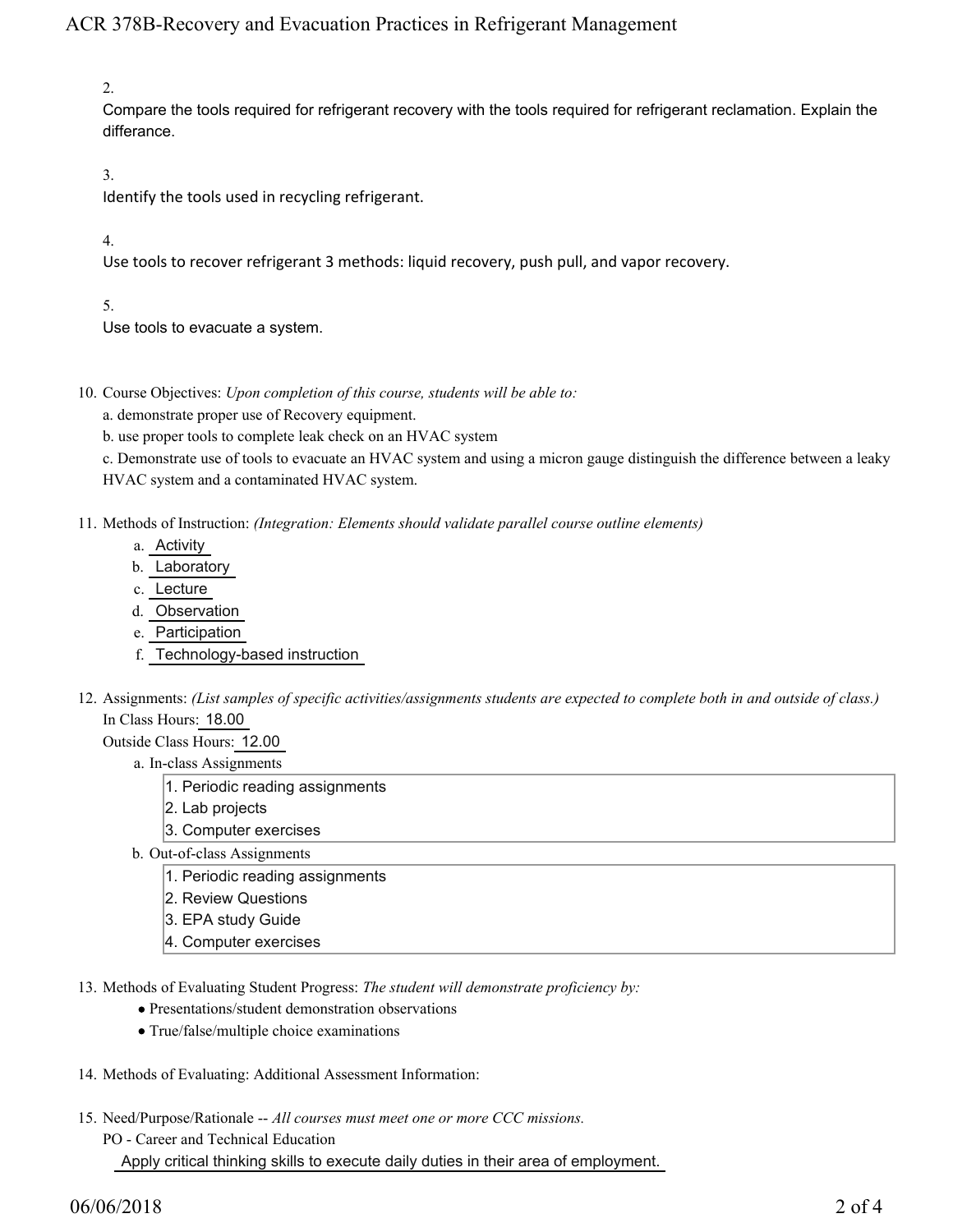2.

Compare the tools required for refrigerant recovery with the tools required for refrigerant reclamation. Explain the differance.

3.

Identify the tools used in recycling refrigerant.

4.

Use tools to recover refrigerant 3 methods: liquid recovery, push pull, and vapor recovery.

5.

Use tools to evacuate a system.

10. Course Objectives: *Upon completion of this course, students will be able to:*

    a. demonstrate proper use of Recovery equipment.

    b. use proper tools to complete leak check on an HVAC system

    c. Demonstrate use of tools to evacuate an HVAC system and using a micron gauge distinguish the difference between a leaky HVAC system and a contaminated HVAC system.

11. Methods of Instruction: *(Integration: Elements should validate parallel course outline elements)*

    a. Activity
    b. Laboratory
    c. Lecture
    d. Observation
    e. Participation
    f. Technology-based instruction

12. Assignments: *(List samples of specific activities/assignments students are expected to complete both in and outside of class.)*

    In Class Hours: 18.00

    Outside Class Hours: 12.00

    a. In-class Assignments

       1. Periodic reading assignments
       2. Lab projects
       3. Computer exercises

    b. Out-of-class Assignments

       1. Periodic reading assignments
       2. Review Questions
       3. EPA study Guide
       4. Computer exercises

13. Methods of Evaluating Student Progress: *The student will demonstrate proficiency by:*

    - Presentations/student demonstration observations
    - True/false/multiple choice examinations

14. Methods of Evaluating: Additional Assessment Information:

15. Need/Purpose/Rationale -- *All courses must meet one or more CCC missions.*

    PO - Career and Technical Education

    Apply critical thinking skills to execute daily duties in their area of employment.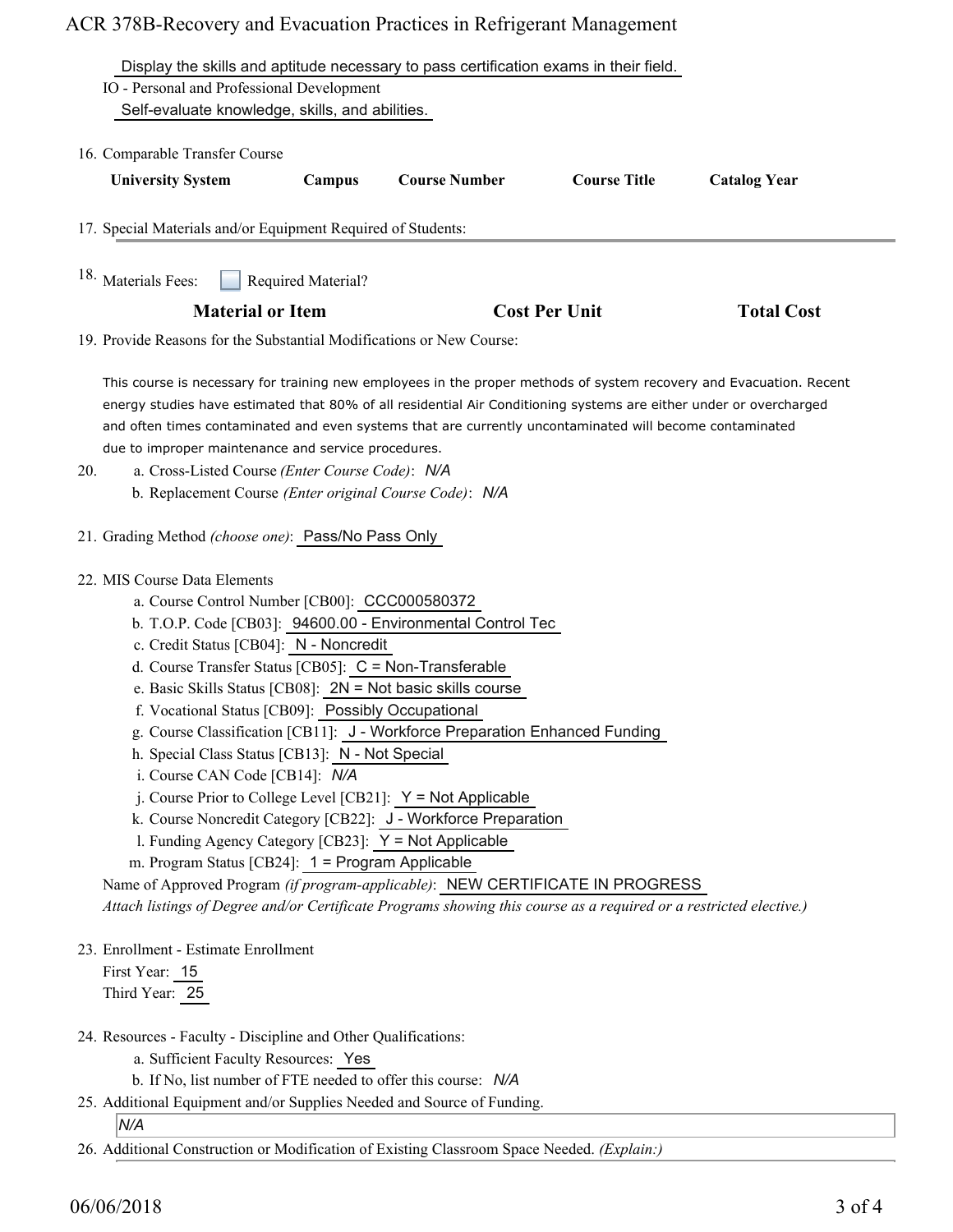Display the skills and aptitude necessary to pass certification exams in their field.

IO - Personal and Professional Development

Self-evaluate knowledge, skills, and abilities.

16. Comparable Transfer Course

| University System | Campus | Course Number | Course Title | Catalog Year |
|---|---|---|---|---|

17. Special Materials and/or Equipment Required of Students:

18. Materials Fees: ☐ Required Material?

| Material or Item | Cost Per Unit | Total Cost |
|---|---|---|

19. Provide Reasons for the Substantial Modifications or New Course:

This course is necessary for training new employees in the proper methods of system recovery and Evacuation. Recent energy studies have estimated that 80% of all residential Air Conditioning systems are either under or overcharged and often times contaminated and even systems that are currently uncontaminated will become contaminated due to improper maintenance and service procedures.

20. a. Cross-Listed Course *(Enter Course Code)*: *N/A*
    b. Replacement Course *(Enter original Course Code)*: *N/A*

21. Grading Method *(choose one)*: Pass/No Pass Only

22. MIS Course Data Elements
    a. Course Control Number [CB00]: CCC000580372
    b. T.O.P. Code [CB03]: 94600.00 - Environmental Control Tec
    c. Credit Status [CB04]: N - Noncredit
    d. Course Transfer Status [CB05]: C = Non-Transferable
    e. Basic Skills Status [CB08]: 2N = Not basic skills course
    f. Vocational Status [CB09]: Possibly Occupational
    g. Course Classification [CB11]: J - Workforce Preparation Enhanced Funding
    h. Special Class Status [CB13]: N - Not Special
    i. Course CAN Code [CB14]: *N/A*
    j. Course Prior to College Level [CB21]: Y = Not Applicable
    k. Course Noncredit Category [CB22]: J - Workforce Preparation
    l. Funding Agency Category [CB23]: Y = Not Applicable
    m. Program Status [CB24]: 1 = Program Applicable

    Name of Approved Program *(if program-applicable)*: NEW CERTIFICATE IN PROGRESS

    *Attach listings of Degree and/or Certificate Programs showing this course as a required or a restricted elective.)*

23. Enrollment - Estimate Enrollment
    First Year: 15
    Third Year: 25

24. Resources - Faculty - Discipline and Other Qualifications:
    a. Sufficient Faculty Resources: Yes
    b. If No, list number of FTE needed to offer this course: *N/A*

25. Additional Equipment and/or Supplies Needed and Source of Funding.

    *N/A*

26. Additional Construction or Modification of Existing Classroom Space Needed. *(Explain:)*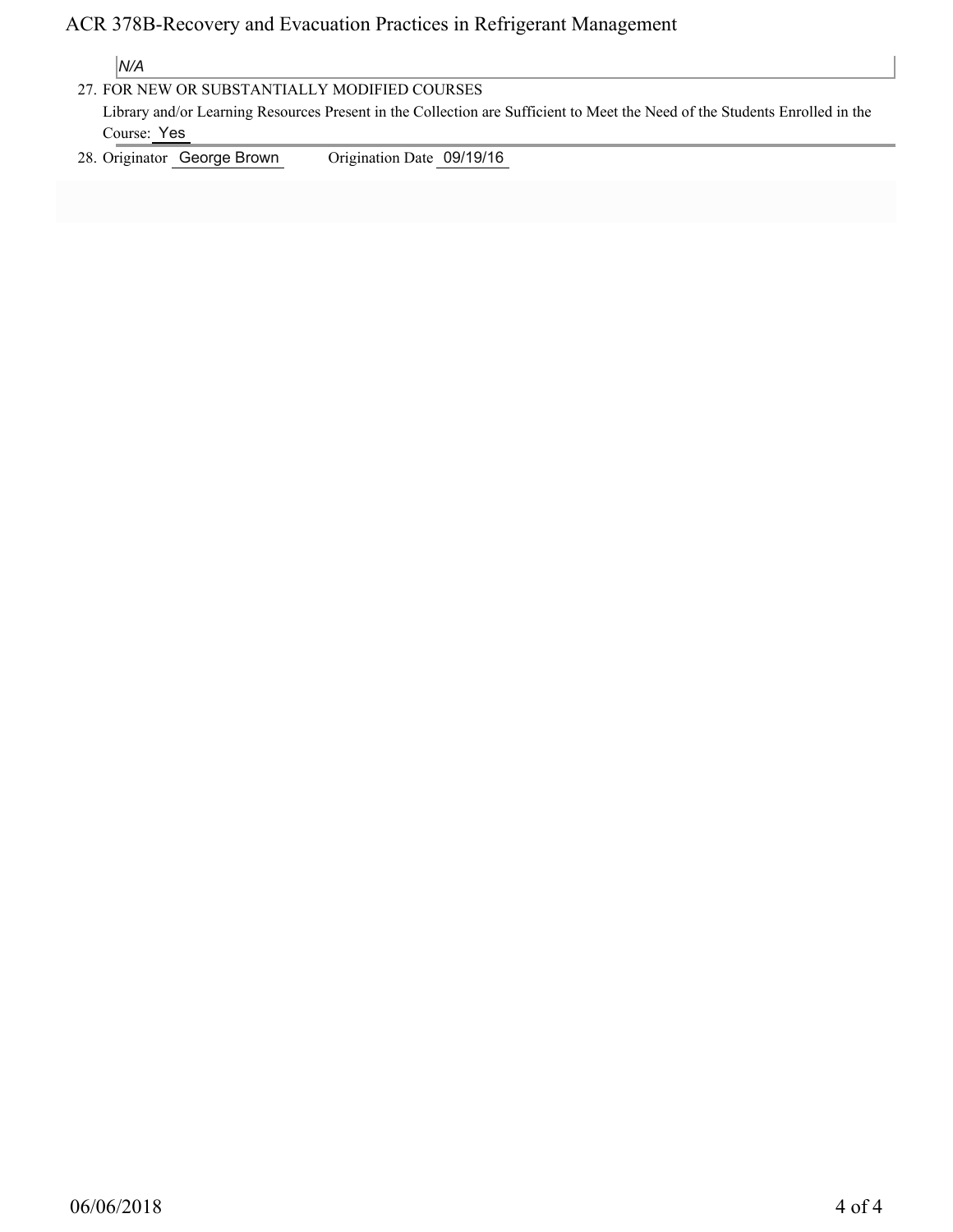*N/A*

27. FOR NEW OR SUBSTANTIALLY MODIFIED COURSES

    Library and/or Learning Resources Present in the Collection are Sufficient to Meet the Need of the Students Enrolled in the Course: Yes

28. Originator George Brown    Origination Date 09/19/16